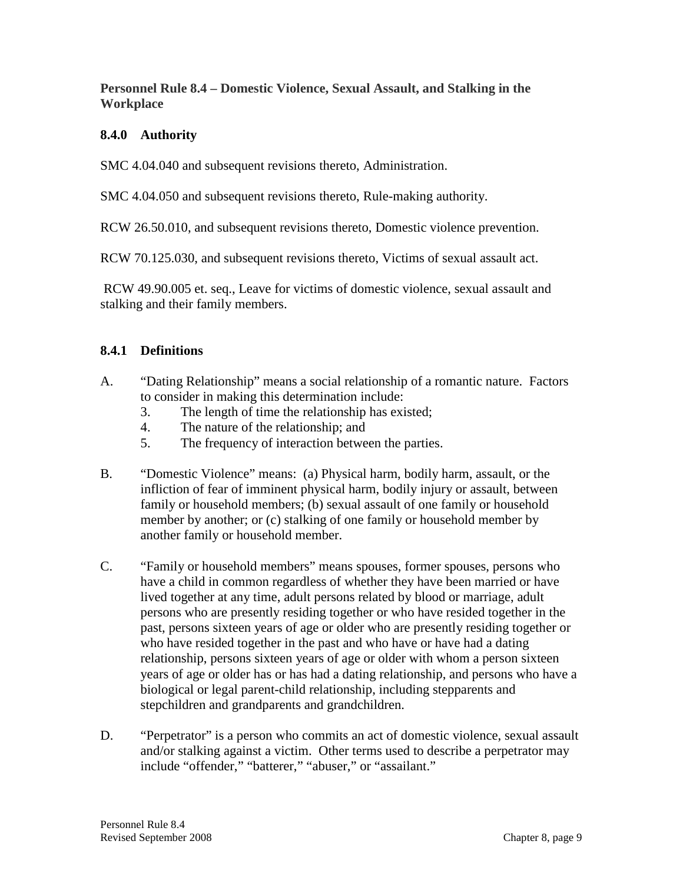**Personnel Rule 8.4 – Domestic Violence, Sexual Assault, and Stalking in the Workplace**

**8.4.0 Authority**

SMC 4.04.040 and subsequent revisions thereto, Administration.

SMC 4.04.050 and subsequent revisions thereto, Rule-making authority.

RCW 26.50.010, and subsequent revisions thereto, Domestic violence prevention.

RCW 70.125.030, and subsequent revisions thereto, Victims of sexual assault act.

RCW 49.90.005 et. seq., Leave for victims of domestic violence, sexual assault and stalking and their family members.

**8.4.1 Definitions**

A. "Dating Relationship" means a social relationship of a romantic nature. Factors to consider in making this determination include:

3. The length of time the relationship has existed;
4. The nature of the relationship; and
5. The frequency of interaction between the parties.

B. "Domestic Violence" means: (a) Physical harm, bodily harm, assault, or the infliction of fear of imminent physical harm, bodily injury or assault, between family or household members; (b) sexual assault of one family or household member by another; or (c) stalking of one family or household member by another family or household member.

C. "Family or household members" means spouses, former spouses, persons who have a child in common regardless of whether they have been married or have lived together at any time, adult persons related by blood or marriage, adult persons who are presently residing together or who have resided together in the past, persons sixteen years of age or older who are presently residing together or who have resided together in the past and who have or have had a dating relationship, persons sixteen years of age or older with whom a person sixteen years of age or older has or has had a dating relationship, and persons who have a biological or legal parent-child relationship, including stepparents and stepchildren and grandparents and grandchildren.

D. "Perpetrator" is a person who commits an act of domestic violence, sexual assault and/or stalking against a victim. Other terms used to describe a perpetrator may include "offender," "batterer," "abuser," or "assailant."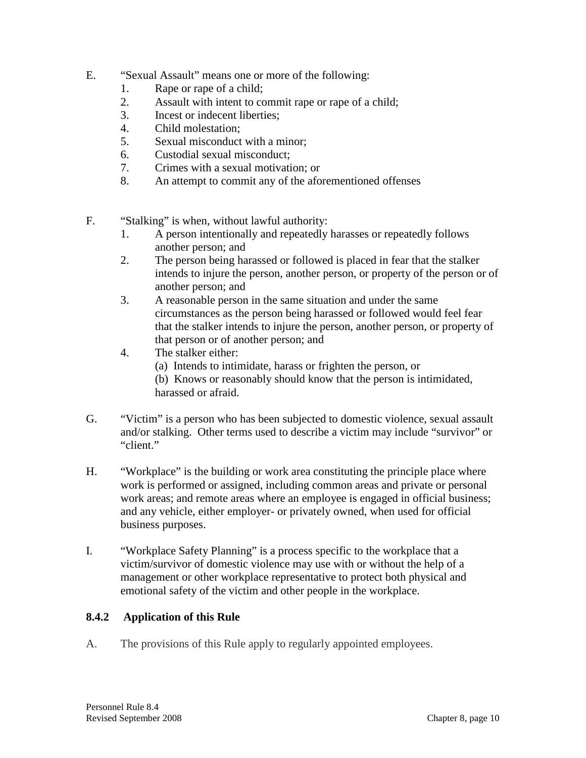E. "Sexual Assault" means one or more of the following:
   1. Rape or rape of a child;
   2. Assault with intent to commit rape or rape of a child;
   3. Incest or indecent liberties;
   4. Child molestation;
   5. Sexual misconduct with a minor;
   6. Custodial sexual misconduct;
   7. Crimes with a sexual motivation; or
   8. An attempt to commit any of the aforementioned offenses

F. "Stalking" is when, without lawful authority:
   1. A person intentionally and repeatedly harasses or repeatedly follows another person; and
   2. The person being harassed or followed is placed in fear that the stalker intends to injure the person, another person, or property of the person or of another person; and
   3. A reasonable person in the same situation and under the same circumstances as the person being harassed or followed would feel fear that the stalker intends to injure the person, another person, or property of that person or of another person; and
   4. The stalker either:
      (a) Intends to intimidate, harass or frighten the person, or
      (b) Knows or reasonably should know that the person is intimidated, harassed or afraid.

G. "Victim" is a person who has been subjected to domestic violence, sexual assault and/or stalking. Other terms used to describe a victim may include "survivor" or "client."

H. "Workplace" is the building or work area constituting the principle place where work is performed or assigned, including common areas and private or personal work areas; and remote areas where an employee is engaged in official business; and any vehicle, either employer- or privately owned, when used for official business purposes.

I. "Workplace Safety Planning" is a process specific to the workplace that a victim/survivor of domestic violence may use with or without the help of a management or other workplace representative to protect both physical and emotional safety of the victim and other people in the workplace.

### 8.4.2 Application of this Rule

A. The provisions of this Rule apply to regularly appointed employees.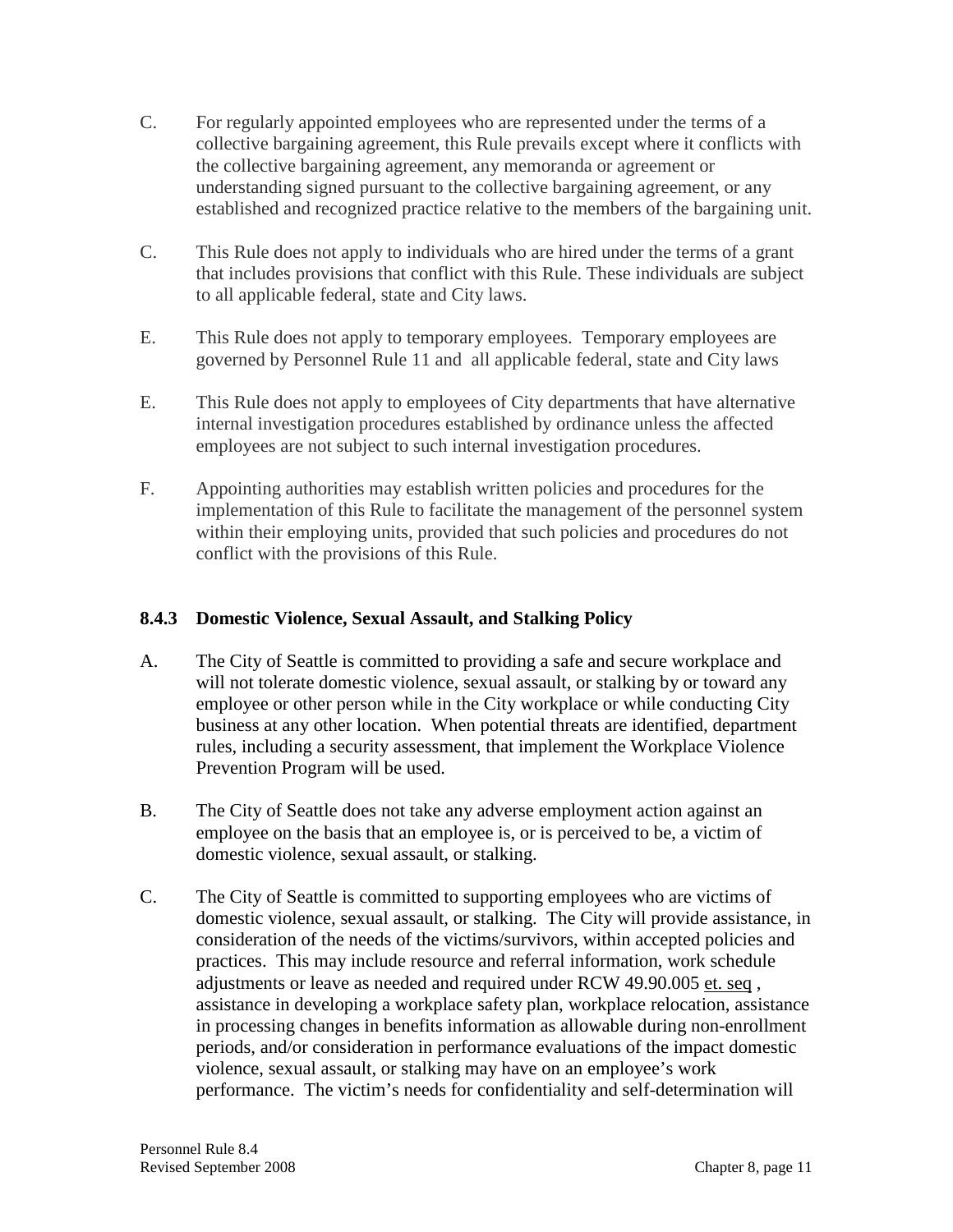C. For regularly appointed employees who are represented under the terms of a collective bargaining agreement, this Rule prevails except where it conflicts with the collective bargaining agreement, any memoranda or agreement or understanding signed pursuant to the collective bargaining agreement, or any established and recognized practice relative to the members of the bargaining unit.

C. This Rule does not apply to individuals who are hired under the terms of a grant that includes provisions that conflict with this Rule. These individuals are subject to all applicable federal, state and City laws.

E. This Rule does not apply to temporary employees. Temporary employees are governed by Personnel Rule 11 and all applicable federal, state and City laws

E. This Rule does not apply to employees of City departments that have alternative internal investigation procedures established by ordinance unless the affected employees are not subject to such internal investigation procedures.

F. Appointing authorities may establish written policies and procedures for the implementation of this Rule to facilitate the management of the personnel system within their employing units, provided that such policies and procedures do not conflict with the provisions of this Rule.

### 8.4.3 Domestic Violence, Sexual Assault, and Stalking Policy

A. The City of Seattle is committed to providing a safe and secure workplace and will not tolerate domestic violence, sexual assault, or stalking by or toward any employee or other person while in the City workplace or while conducting City business at any other location. When potential threats are identified, department rules, including a security assessment, that implement the Workplace Violence Prevention Program will be used.

B. The City of Seattle does not take any adverse employment action against an employee on the basis that an employee is, or is perceived to be, a victim of domestic violence, sexual assault, or stalking.

C. The City of Seattle is committed to supporting employees who are victims of domestic violence, sexual assault, or stalking. The City will provide assistance, in consideration of the needs of the victims/survivors, within accepted policies and practices. This may include resource and referral information, work schedule adjustments or leave as needed and required under RCW 49.90.005 et. seq , assistance in developing a workplace safety plan, workplace relocation, assistance in processing changes in benefits information as allowable during non-enrollment periods, and/or consideration in performance evaluations of the impact domestic violence, sexual assault, or stalking may have on an employee's work performance. The victim's needs for confidentiality and self-determination will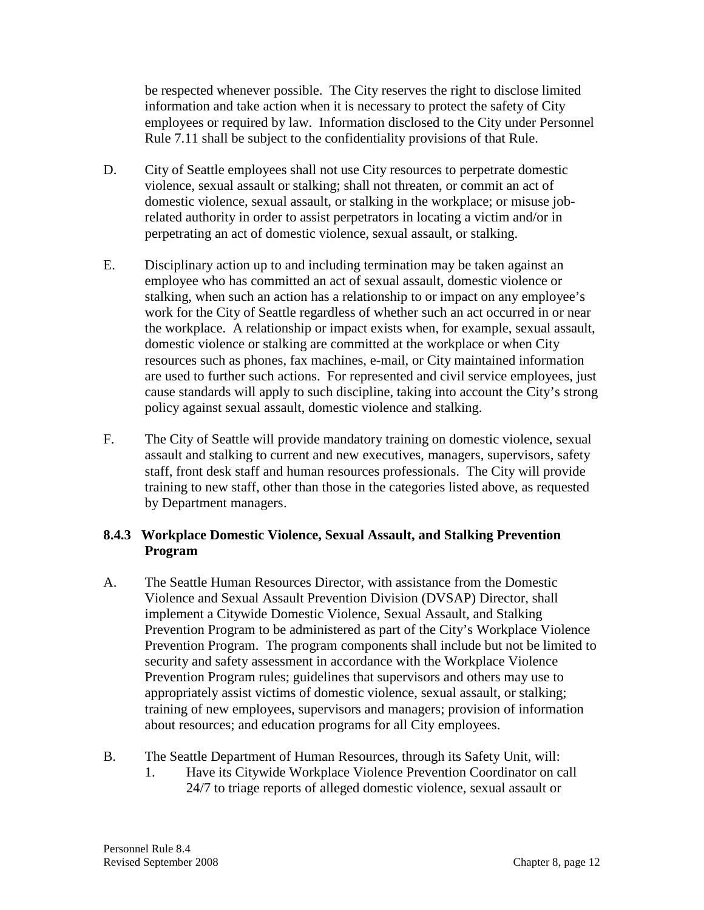be respected whenever possible. The City reserves the right to disclose limited information and take action when it is necessary to protect the safety of City employees or required by law. Information disclosed to the City under Personnel Rule 7.11 shall be subject to the confidentiality provisions of that Rule.

D. City of Seattle employees shall not use City resources to perpetrate domestic violence, sexual assault or stalking; shall not threaten, or commit an act of domestic violence, sexual assault, or stalking in the workplace; or misuse job-related authority in order to assist perpetrators in locating a victim and/or in perpetrating an act of domestic violence, sexual assault, or stalking.

E. Disciplinary action up to and including termination may be taken against an employee who has committed an act of sexual assault, domestic violence or stalking, when such an action has a relationship to or impact on any employee's work for the City of Seattle regardless of whether such an act occurred in or near the workplace. A relationship or impact exists when, for example, sexual assault, domestic violence or stalking are committed at the workplace or when City resources such as phones, fax machines, e-mail, or City maintained information are used to further such actions. For represented and civil service employees, just cause standards will apply to such discipline, taking into account the City's strong policy against sexual assault, domestic violence and stalking.

F. The City of Seattle will provide mandatory training on domestic violence, sexual assault and stalking to current and new executives, managers, supervisors, safety staff, front desk staff and human resources professionals. The City will provide training to new staff, other than those in the categories listed above, as requested by Department managers.

### 8.4.3 Workplace Domestic Violence, Sexual Assault, and Stalking Prevention Program

A. The Seattle Human Resources Director, with assistance from the Domestic Violence and Sexual Assault Prevention Division (DVSAP) Director, shall implement a Citywide Domestic Violence, Sexual Assault, and Stalking Prevention Program to be administered as part of the City's Workplace Violence Prevention Program. The program components shall include but not be limited to security and safety assessment in accordance with the Workplace Violence Prevention Program rules; guidelines that supervisors and others may use to appropriately assist victims of domestic violence, sexual assault, or stalking; training of new employees, supervisors and managers; provision of information about resources; and education programs for all City employees.

B. The Seattle Department of Human Resources, through its Safety Unit, will:

1. Have its Citywide Workplace Violence Prevention Coordinator on call 24/7 to triage reports of alleged domestic violence, sexual assault or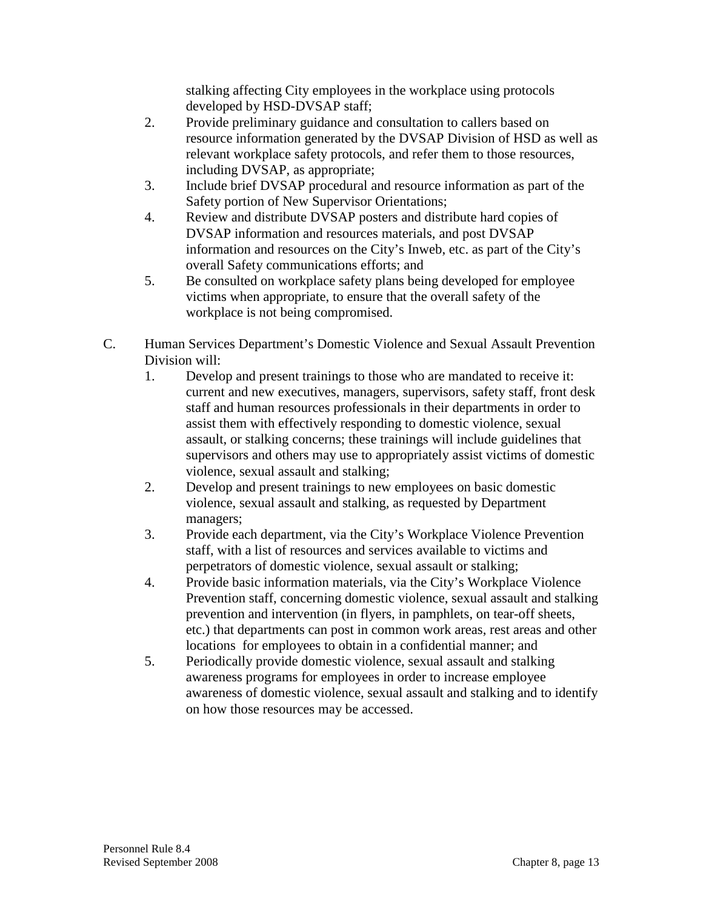stalking affecting City employees in the workplace using protocols developed by HSD-DVSAP staff;

2. Provide preliminary guidance and consultation to callers based on resource information generated by the DVSAP Division of HSD as well as relevant workplace safety protocols, and refer them to those resources, including DVSAP, as appropriate;
3. Include brief DVSAP procedural and resource information as part of the Safety portion of New Supervisor Orientations;
4. Review and distribute DVSAP posters and distribute hard copies of DVSAP information and resources materials, and post DVSAP information and resources on the City's Inweb, etc. as part of the City's overall Safety communications efforts; and
5. Be consulted on workplace safety plans being developed for employee victims when appropriate, to ensure that the overall safety of the workplace is not being compromised.

C. Human Services Department's Domestic Violence and Sexual Assault Prevention Division will:

1. Develop and present trainings to those who are mandated to receive it: current and new executives, managers, supervisors, safety staff, front desk staff and human resources professionals in their departments in order to assist them with effectively responding to domestic violence, sexual assault, or stalking concerns; these trainings will include guidelines that supervisors and others may use to appropriately assist victims of domestic violence, sexual assault and stalking;
2. Develop and present trainings to new employees on basic domestic violence, sexual assault and stalking, as requested by Department managers;
3. Provide each department, via the City's Workplace Violence Prevention staff, with a list of resources and services available to victims and perpetrators of domestic violence, sexual assault or stalking;
4. Provide basic information materials, via the City's Workplace Violence Prevention staff, concerning domestic violence, sexual assault and stalking prevention and intervention (in flyers, in pamphlets, on tear-off sheets, etc.) that departments can post in common work areas, rest areas and other locations for employees to obtain in a confidential manner; and
5. Periodically provide domestic violence, sexual assault and stalking awareness programs for employees in order to increase employee awareness of domestic violence, sexual assault and stalking and to identify on how those resources may be accessed.